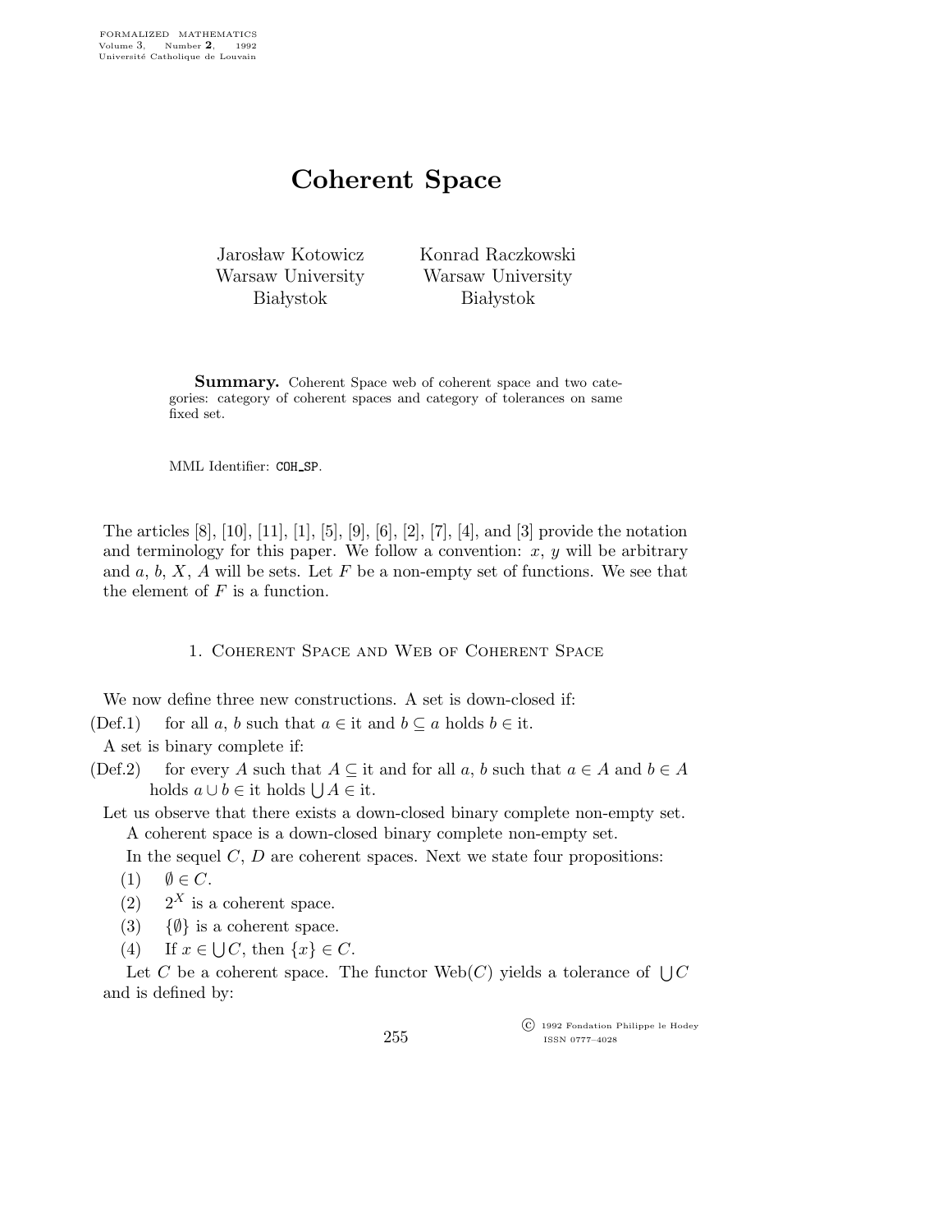# Coherent Space

Jarosław Kotowicz
Warsaw University
Białystok

Konrad Raczkowski
Warsaw University
Białystok

**Summary.** Coherent Space web of coherent space and two categories: category of coherent spaces and category of tolerances on same fixed set.

MML Identifier: COH_SP.

The articles [8], [10], [11], [1], [5], [9], [6], [2], [7], [4], and [3] provide the notation and terminology for this paper. We follow a convention: $x$, $y$ will be arbitrary and $a$, $b$, $X$, $A$ will be sets. Let $F$ be a non-empty set of functions. We see that the element of $F$ is a function.

## 1. Coherent Space and Web of Coherent Space

We now define three new constructions. A set is down-closed if:

(Def.1) for all $a$, $b$ such that $a \in$ it and $b \subseteq a$ holds $b \in$ it.

A set is binary complete if:

(Def.2) for every $A$ such that $A \subseteq$ it and for all $a$, $b$ such that $a \in A$ and $b \in A$ holds $a \cup b \in$ it holds $\bigcup A \in$ it.

Let us observe that there exists a down-closed binary complete non-empty set.

A coherent space is a down-closed binary complete non-empty set.

In the sequel $C$, $D$ are coherent spaces. Next we state four propositions:

(1) $\emptyset \in C$.

(2) $2^X$ is a coherent space.

(3) $\{\emptyset\}$ is a coherent space.

(4) If $x \in \bigcup C$, then $\{x\} \in C$.

Let $C$ be a coherent space. The functor $\mathrm{Web}(C)$ yields a tolerance of $\bigcup C$ and is defined by: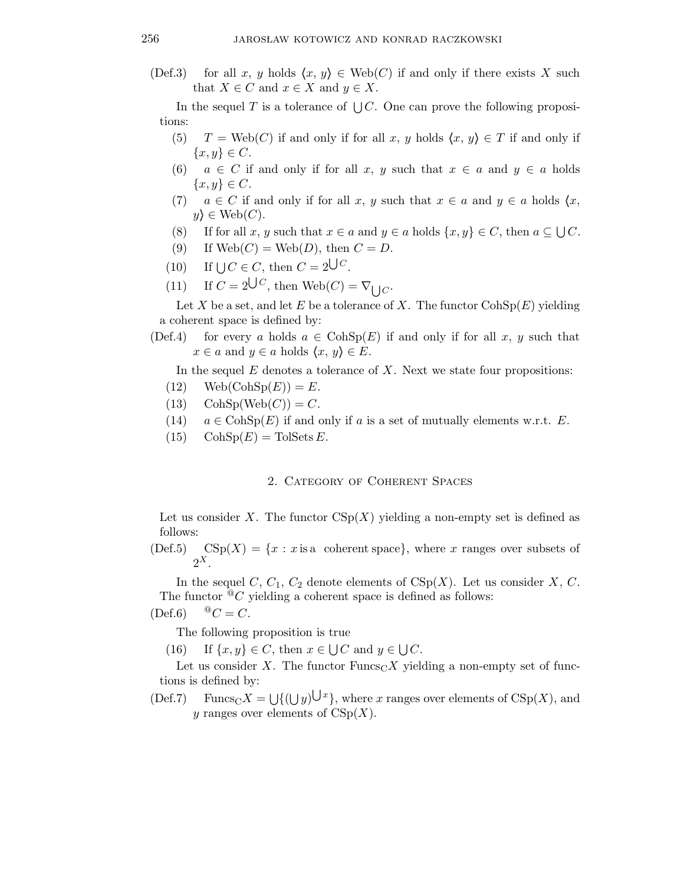(Def.3) for all $x$, $y$ holds $\langle x, y\rangle \in \mathrm{Web}(C)$ if and only if there exists $X$ such that $X \in C$ and $x \in X$ and $y \in X$.

In the sequel $T$ is a tolerance of $\bigcup C$. One can prove the following propositions:

(5) $T = \mathrm{Web}(C)$ if and only if for all $x$, $y$ holds $\langle x, y\rangle \in T$ if and only if $\{x, y\} \in C$.

(6) $a \in C$ if and only if for all $x$, $y$ such that $x \in a$ and $y \in a$ holds $\{x, y\} \in C$.

(7) $a \in C$ if and only if for all $x$, $y$ such that $x \in a$ and $y \in a$ holds $\langle x, y\rangle \in \mathrm{Web}(C)$.

(8) If for all $x$, $y$ such that $x \in a$ and $y \in a$ holds $\{x, y\} \in C$, then $a \subseteq \bigcup C$.

(9) If $\mathrm{Web}(C) = \mathrm{Web}(D)$, then $C = D$.

(10) If $\bigcup C \in C$, then $C = 2^{\bigcup C}$.

(11) If $C = 2^{\bigcup C}$, then $\mathrm{Web}(C) = \nabla_{\bigcup C}$.

Let $X$ be a set, and let $E$ be a tolerance of $X$. The functor $\mathrm{CohSp}(E)$ yielding a coherent space is defined by:

(Def.4) for every $a$ holds $a \in \mathrm{CohSp}(E)$ if and only if for all $x$, $y$ such that $x \in a$ and $y \in a$ holds $\langle x, y\rangle \in E$.

In the sequel $E$ denotes a tolerance of $X$. Next we state four propositions:

(12) $\mathrm{Web}(\mathrm{CohSp}(E)) = E$.

(13) $\mathrm{CohSp}(\mathrm{Web}(C)) = C$.

(14) $a \in \mathrm{CohSp}(E)$ if and only if $a$ is a set of mutually elements w.r.t. $E$.

(15) $\mathrm{CohSp}(E) = \mathrm{TolSets}\, E$.

## 2. Category of Coherent Spaces

Let us consider $X$. The functor $\mathrm{CSp}(X)$ yielding a non-empty set is defined as follows:

(Def.5) $\mathrm{CSp}(X) = \{x : x \text{ is a coherent space}\}$, where $x$ ranges over subsets of $2^X$.

In the sequel $C$, $C_1$, $C_2$ denote elements of $\mathrm{CSp}(X)$. Let us consider $X$, $C$. The functor ${}^{@}C$ yielding a coherent space is defined as follows:

(Def.6) ${}^{@}C = C$.

The following proposition is true

(16) If $\{x, y\} \in C$, then $x \in \bigcup C$ and $y \in \bigcup C$.

Let us consider $X$. The functor $\mathrm{Funcs}_{\mathrm{C}} X$ yielding a non-empty set of functions is defined by:

(Def.7) $\mathrm{Funcs}_{\mathrm{C}} X = \bigcup\{(\bigcup y)^{\bigcup x}\}$, where $x$ ranges over elements of $\mathrm{CSp}(X)$, and $y$ ranges over elements of $\mathrm{CSp}(X)$.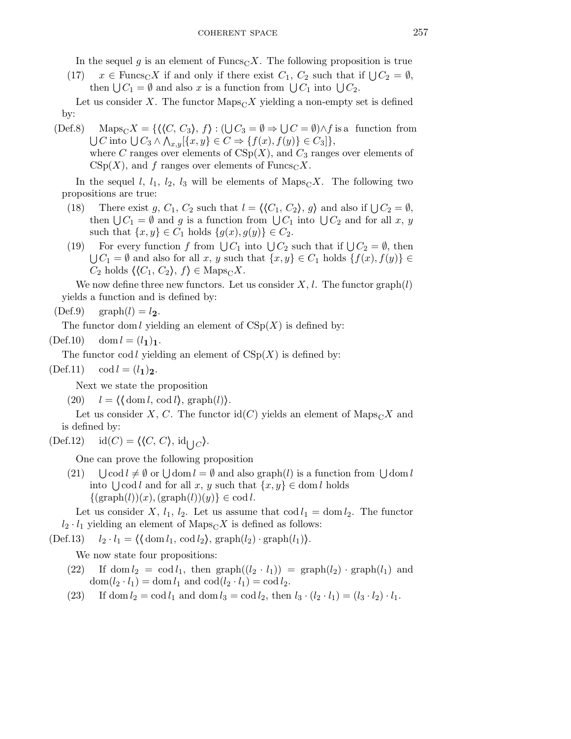In the sequel $g$ is an element of $\mathrm{Funcs_C}X$. The following proposition is true

(17) $x \in \mathrm{Funcs_C}X$ if and only if there exist $C_1$, $C_2$ such that if $\bigcup C_2 = \emptyset$, then $\bigcup C_1 = \emptyset$ and also $x$ is a function from $\bigcup C_1$ into $\bigcup C_2$.

Let us consider $X$. The functor $\mathrm{Maps_C}X$ yielding a non-empty set is defined by:

(Def.8) $\mathrm{Maps_C}X = \{\langle\langle C, C_3\rangle, f\rangle : (\bigcup C_3 = \emptyset \Rightarrow \bigcup C = \emptyset) \wedge f$ is a function from $\bigcup C$ into $\bigcup C_3 \wedge \bigwedge_{x,y}[\{x, y\} \in C \Rightarrow \{f(x), f(y)\} \in C_3]\}$, where $C$ ranges over elements of $\mathrm{CSp}(X)$, and $C_3$ ranges over elements of $\mathrm{CSp}(X)$, and $f$ ranges over elements of $\mathrm{Funcs_C}X$.

In the sequel $l$, $l_1$, $l_2$, $l_3$ will be elements of $\mathrm{Maps_C}X$. The following two propositions are true:

(18) There exist $g$, $C_1$, $C_2$ such that $l = \langle\langle C_1, C_2\rangle, g\rangle$ and also if $\bigcup C_2 = \emptyset$, then $\bigcup C_1 = \emptyset$ and $g$ is a function from $\bigcup C_1$ into $\bigcup C_2$ and for all $x$, $y$ such that $\{x, y\} \in C_1$ holds $\{g(x), g(y)\} \in C_2$.

(19) For every function $f$ from $\bigcup C_1$ into $\bigcup C_2$ such that if $\bigcup C_2 = \emptyset$, then $\bigcup C_1 = \emptyset$ and also for all $x$, $y$ such that $\{x, y\} \in C_1$ holds $\{f(x), f(y)\} \in C_2$ holds $\langle\langle C_1, C_2\rangle, f\rangle \in \mathrm{Maps_C}X$.

We now define three new functors. Let us consider $X$, $l$. The functor $\mathrm{graph}(l)$ yields a function and is defined by:

(Def.9) $\mathrm{graph}(l) = l_{\mathbf{2}}$.

The functor $\mathrm{dom}\, l$ yielding an element of $\mathrm{CSp}(X)$ is defined by:

(Def.10) $\mathrm{dom}\, l = (l_{\mathbf{1}})_{\mathbf{1}}$.

The functor $\mathrm{cod}\, l$ yielding an element of $\mathrm{CSp}(X)$ is defined by:

(Def.11) $\mathrm{cod}\, l = (l_{\mathbf{1}})_{\mathbf{2}}$.

Next we state the proposition

(20) $l = \langle\langle \mathrm{dom}\, l, \mathrm{cod}\, l\rangle, \mathrm{graph}(l)\rangle$.

Let us consider $X$, $C$. The functor $\mathrm{id}(C)$ yields an element of $\mathrm{Maps_C}X$ and is defined by:

(Def.12) $\mathrm{id}(C) = \langle\langle C, C\rangle, \mathrm{id}_{\bigcup C}\rangle$.

One can prove the following proposition

(21) $\bigcup \mathrm{cod}\, l \neq \emptyset$ or $\bigcup \mathrm{dom}\, l = \emptyset$ and also $\mathrm{graph}(l)$ is a function from $\bigcup \mathrm{dom}\, l$ into $\bigcup \mathrm{cod}\, l$ and for all $x$, $y$ such that $\{x, y\} \in \mathrm{dom}\, l$ holds $\{(\mathrm{graph}(l))(x), (\mathrm{graph}(l))(y)\} \in \mathrm{cod}\, l$.

Let us consider $X$, $l_1$, $l_2$. Let us assume that $\mathrm{cod}\, l_1 = \mathrm{dom}\, l_2$. The functor $l_2 \cdot l_1$ yielding an element of $\mathrm{Maps_C}X$ is defined as follows:

(Def.13) $l_2 \cdot l_1 = \langle\langle \mathrm{dom}\, l_1, \mathrm{cod}\, l_2\rangle, \mathrm{graph}(l_2) \cdot \mathrm{graph}(l_1)\rangle$.

We now state four propositions:

(22) If $\mathrm{dom}\, l_2 = \mathrm{cod}\, l_1$, then $\mathrm{graph}((l_2 \cdot l_1)) = \mathrm{graph}(l_2) \cdot \mathrm{graph}(l_1)$ and $\mathrm{dom}(l_2 \cdot l_1) = \mathrm{dom}\, l_1$ and $\mathrm{cod}(l_2 \cdot l_1) = \mathrm{cod}\, l_2$.

(23) If $\mathrm{dom}\, l_2 = \mathrm{cod}\, l_1$ and $\mathrm{dom}\, l_3 = \mathrm{cod}\, l_2$, then $l_3 \cdot (l_2 \cdot l_1) = (l_3 \cdot l_2) \cdot l_1$.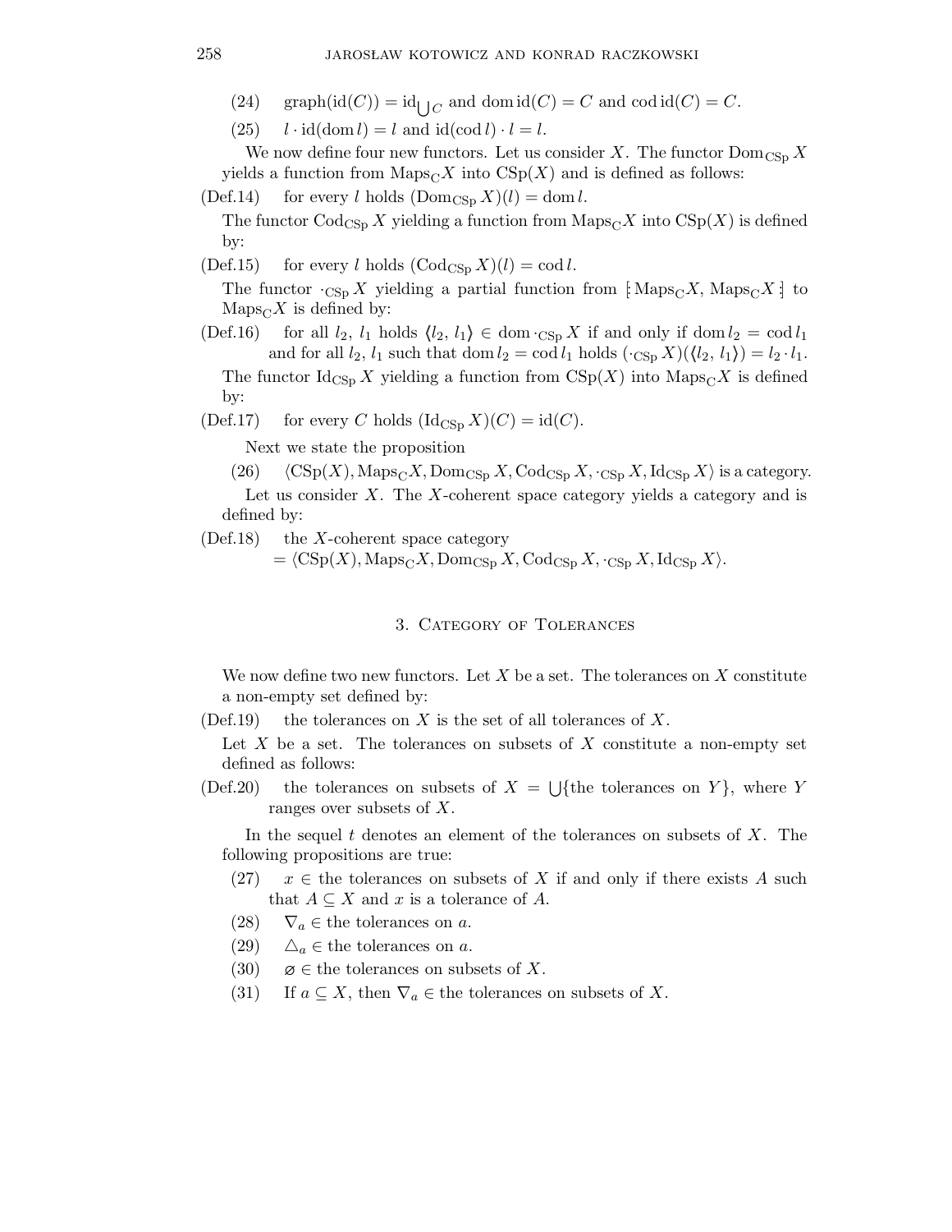(24) $\mathrm{graph}(\mathrm{id}(C)) = \mathrm{id}_{\bigcup C}$ and $\mathrm{dom}\,\mathrm{id}(C) = C$ and $\mathrm{cod}\,\mathrm{id}(C) = C$.

(25) $l \cdot \mathrm{id}(\mathrm{dom}\, l) = l$ and $\mathrm{id}(\mathrm{cod}\, l) \cdot l = l$.

We now define four new functors. Let us consider $X$. The functor $\mathrm{Dom}_{\mathrm{CSp}}\, X$ yields a function from $\mathrm{Maps}_{\mathrm{C}} X$ into $\mathrm{CSp}(X)$ and is defined as follows:

(Def.14) for every $l$ holds $(\mathrm{Dom}_{\mathrm{CSp}}\, X)(l) = \mathrm{dom}\, l$.

The functor $\mathrm{Cod}_{\mathrm{CSp}}\, X$ yielding a function from $\mathrm{Maps}_{\mathrm{C}} X$ into $\mathrm{CSp}(X)$ is defined by:

(Def.15) for every $l$ holds $(\mathrm{Cod}_{\mathrm{CSp}}\, X)(l) = \mathrm{cod}\, l$.

The functor $\cdot_{\mathrm{CSp}}\, X$ yielding a partial function from $[\!:\mathrm{Maps}_{\mathrm{C}} X, \mathrm{Maps}_{\mathrm{C}} X:\!]$ to $\mathrm{Maps}_{\mathrm{C}} X$ is defined by:

(Def.16) for all $l_2$, $l_1$ holds $\langle l_2, l_1 \rangle \in \mathrm{dom} \cdot_{\mathrm{CSp}} X$ if and only if $\mathrm{dom}\, l_2 = \mathrm{cod}\, l_1$ and for all $l_2$, $l_1$ such that $\mathrm{dom}\, l_2 = \mathrm{cod}\, l_1$ holds $(\cdot_{\mathrm{CSp}}\, X)(\langle l_2, l_1 \rangle) = l_2 \cdot l_1$.

The functor $\mathrm{Id}_{\mathrm{CSp}}\, X$ yielding a function from $\mathrm{CSp}(X)$ into $\mathrm{Maps}_{\mathrm{C}} X$ is defined by:

(Def.17) for every $C$ holds $(\mathrm{Id}_{\mathrm{CSp}}\, X)(C) = \mathrm{id}(C)$.

Next we state the proposition

(26) $\langle \mathrm{CSp}(X), \mathrm{Maps}_{\mathrm{C}} X, \mathrm{Dom}_{\mathrm{CSp}}\, X, \mathrm{Cod}_{\mathrm{CSp}}\, X, \cdot_{\mathrm{CSp}}\, X, \mathrm{Id}_{\mathrm{CSp}}\, X \rangle$ is a category.

Let us consider $X$. The $X$-coherent space category yields a category and is defined by:

(Def.18) the $X$-coherent space category $= \langle \mathrm{CSp}(X), \mathrm{Maps}_{\mathrm{C}} X, \mathrm{Dom}_{\mathrm{CSp}}\, X, \mathrm{Cod}_{\mathrm{CSp}}\, X, \cdot_{\mathrm{CSp}}\, X, \mathrm{Id}_{\mathrm{CSp}}\, X \rangle$.

## 3. Category of Tolerances

We now define two new functors. Let $X$ be a set. The tolerances on $X$ constitute a non-empty set defined by:

(Def.19) the tolerances on $X$ is the set of all tolerances of $X$.

Let $X$ be a set. The tolerances on subsets of $X$ constitute a non-empty set defined as follows:

(Def.20) the tolerances on subsets of $X = \bigcup\{$the tolerances on $Y\}$, where $Y$ ranges over subsets of $X$.

In the sequel $t$ denotes an element of the tolerances on subsets of $X$. The following propositions are true:

(27) $x \in$ the tolerances on subsets of $X$ if and only if there exists $A$ such that $A \subseteq X$ and $x$ is a tolerance of $A$.

(28) $\nabla_a \in$ the tolerances on $a$.

(29) $\triangle_a \in$ the tolerances on $a$.

(30) $\varnothing \in$ the tolerances on subsets of $X$.

(31) If $a \subseteq X$, then $\nabla_a \in$ the tolerances on subsets of $X$.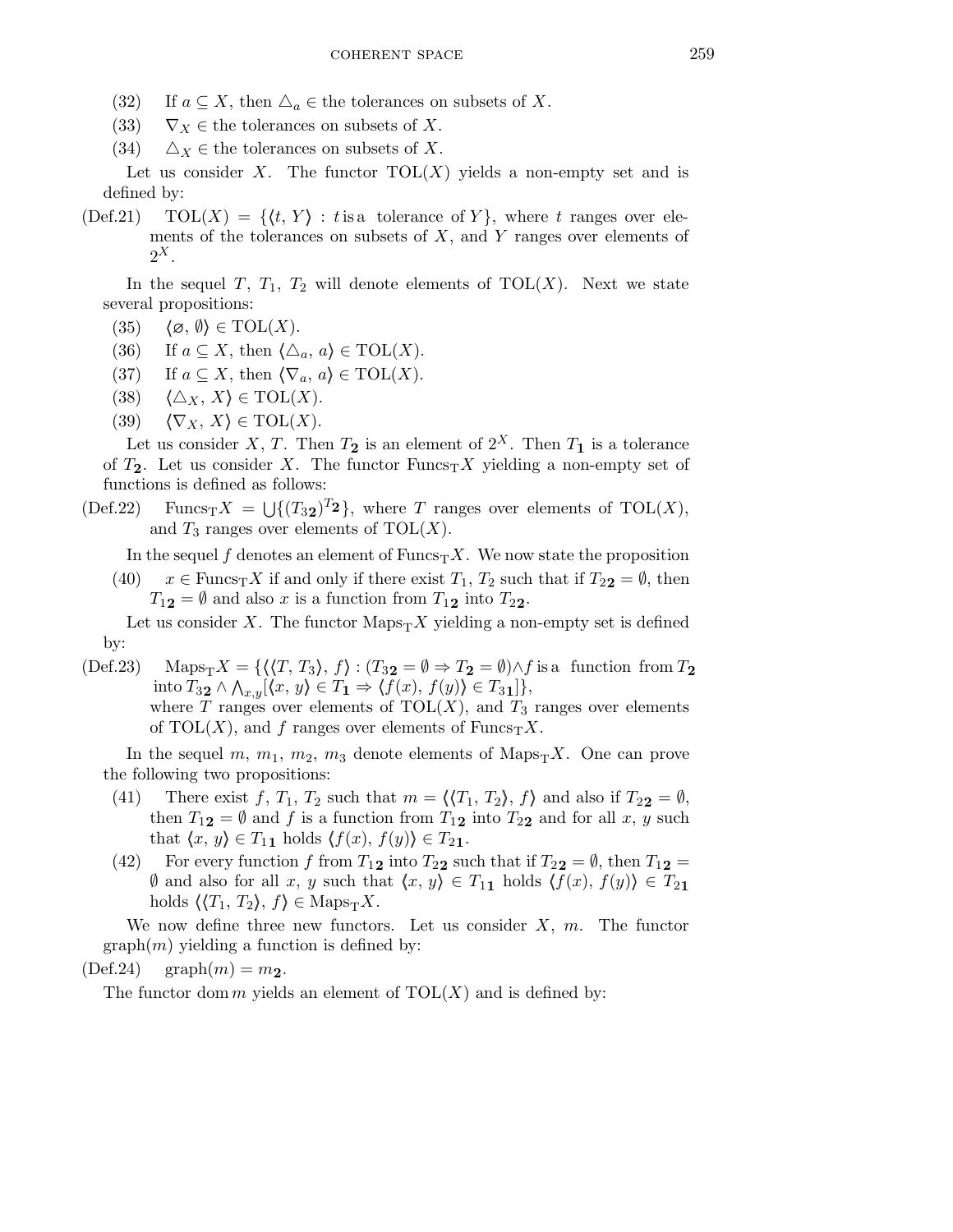(32) If $a \subseteq X$, then $\triangle_a \in$ the tolerances on subsets of $X$.

(33) $\nabla_X \in$ the tolerances on subsets of $X$.

(34) $\triangle_X \in$ the tolerances on subsets of $X$.

Let us consider $X$. The functor $\mathrm{TOL}(X)$ yields a non-empty set and is defined by:

(Def.21) $\mathrm{TOL}(X) = \{\langle t, Y\rangle : t \text{ is a tolerance of } Y\}$, where $t$ ranges over elements of the tolerances on subsets of $X$, and $Y$ ranges over elements of $2^X$.

In the sequel $T$, $T_1$, $T_2$ will denote elements of $\mathrm{TOL}(X)$. Next we state several propositions:

(35) $\langle \varnothing, \emptyset\rangle \in \mathrm{TOL}(X)$.

(36) If $a \subseteq X$, then $\langle \triangle_a, a\rangle \in \mathrm{TOL}(X)$.

(37) If $a \subseteq X$, then $\langle \nabla_a, a\rangle \in \mathrm{TOL}(X)$.

(38) $\langle \triangle_X, X\rangle \in \mathrm{TOL}(X)$.

(39) $\langle \nabla_X, X\rangle \in \mathrm{TOL}(X)$.

Let us consider $X$, $T$. Then $T_{\mathbf{2}}$ is an element of $2^X$. Then $T_{\mathbf{1}}$ is a tolerance of $T_{\mathbf{2}}$. Let us consider $X$. The functor $\mathrm{Funcs_T}X$ yielding a non-empty set of functions is defined as follows:

(Def.22) $\mathrm{Funcs_T}X = \bigcup\{(T_{3\mathbf{2}})^{T_{\mathbf{2}}}\}$, where $T$ ranges over elements of $\mathrm{TOL}(X)$, and $T_3$ ranges over elements of $\mathrm{TOL}(X)$.

In the sequel $f$ denotes an element of $\mathrm{Funcs_T}X$. We now state the proposition

(40) $x \in \mathrm{Funcs_T}X$ if and only if there exist $T_1$, $T_2$ such that if $T_{2\mathbf{2}} = \emptyset$, then $T_{1\mathbf{2}} = \emptyset$ and also $x$ is a function from $T_{1\mathbf{2}}$ into $T_{2\mathbf{2}}$.

Let us consider $X$. The functor $\mathrm{Maps_T}X$ yielding a non-empty set is defined by:

(Def.23) $\mathrm{Maps_T}X = \{\langle\langle T, T_3\rangle, f\rangle : (T_{3\mathbf{2}} = \emptyset \Rightarrow T_{\mathbf{2}} = \emptyset) \wedge f \text{ is a function from } T_{\mathbf{2}} \text{ into } T_{3\mathbf{2}} \wedge \bigwedge_{x,y}[\langle x, y\rangle \in T_{\mathbf{1}} \Rightarrow \langle f(x), f(y)\rangle \in T_{3\mathbf{1}}]\}$, where $T$ ranges over elements of $\mathrm{TOL}(X)$, and $T_3$ ranges over elements of $\mathrm{TOL}(X)$, and $f$ ranges over elements of $\mathrm{Funcs_T}X$.

In the sequel $m$, $m_1$, $m_2$, $m_3$ denote elements of $\mathrm{Maps_T}X$. One can prove the following two propositions:

(41) There exist $f$, $T_1$, $T_2$ such that $m = \langle\langle T_1, T_2\rangle, f\rangle$ and also if $T_{2\mathbf{2}} = \emptyset$, then $T_{1\mathbf{2}} = \emptyset$ and $f$ is a function from $T_{1\mathbf{2}}$ into $T_{2\mathbf{2}}$ and for all $x$, $y$ such that $\langle x, y\rangle \in T_{1\mathbf{1}}$ holds $\langle f(x), f(y)\rangle \in T_{2\mathbf{1}}$.

(42) For every function $f$ from $T_{1\mathbf{2}}$ into $T_{2\mathbf{2}}$ such that if $T_{2\mathbf{2}} = \emptyset$, then $T_{1\mathbf{2}} = \emptyset$ and also for all $x$, $y$ such that $\langle x, y\rangle \in T_{1\mathbf{1}}$ holds $\langle f(x), f(y)\rangle \in T_{2\mathbf{1}}$ holds $\langle\langle T_1, T_2\rangle, f\rangle \in \mathrm{Maps_T}X$.

We now define three new functors. Let us consider $X$, $m$. The functor $\mathrm{graph}(m)$ yielding a function is defined by:

(Def.24) $\mathrm{graph}(m) = m_{\mathbf{2}}$.

The functor $\mathrm{dom}\, m$ yields an element of $\mathrm{TOL}(X)$ and is defined by: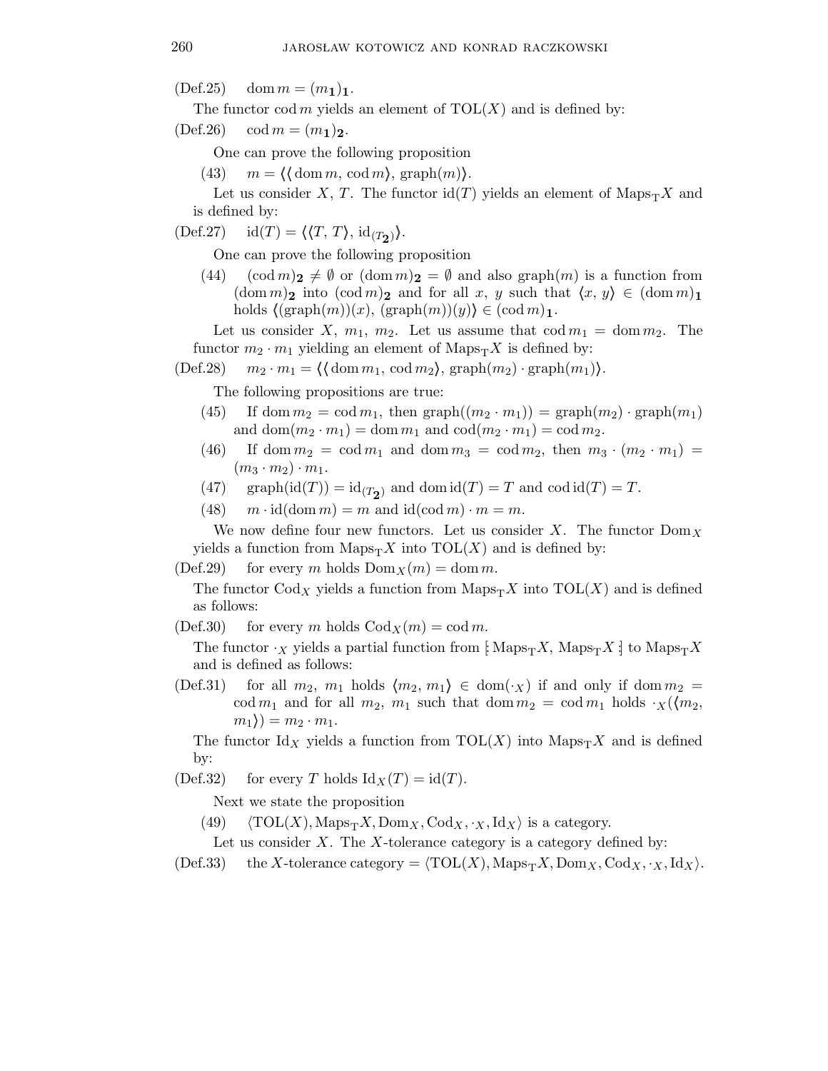(Def.25) $\quad \operatorname{dom} m = (m_{\mathbf{1}})_{\mathbf{1}}$.

The functor $\operatorname{cod} m$ yields an element of $\mathrm{TOL}(X)$ and is defined by:

(Def.26) $\quad \operatorname{cod} m = (m_{\mathbf{1}})_{\mathbf{2}}$.

One can prove the following proposition

(43) $\quad m = \langle\langle \operatorname{dom} m, \operatorname{cod} m\rangle, \operatorname{graph}(m)\rangle$.

Let us consider $X$, $T$. The functor $\operatorname{id}(T)$ yields an element of $\mathrm{Maps}_{\mathrm{T}}X$ and is defined by:

(Def.27) $\quad \operatorname{id}(T) = \langle\langle T, T\rangle, \operatorname{id}_{(T_{\mathbf{2}})}\rangle$.

One can prove the following proposition

(44) $\quad (\operatorname{cod} m)_{\mathbf{2}} \neq \emptyset$ or $(\operatorname{dom} m)_{\mathbf{2}} = \emptyset$ and also $\operatorname{graph}(m)$ is a function from $(\operatorname{dom} m)_{\mathbf{2}}$ into $(\operatorname{cod} m)_{\mathbf{2}}$ and for all $x$, $y$ such that $\langle x, y\rangle \in (\operatorname{dom} m)_{\mathbf{1}}$ holds $\langle(\operatorname{graph}(m))(x), (\operatorname{graph}(m))(y)\rangle \in (\operatorname{cod} m)_{\mathbf{1}}$.

Let us consider $X$, $m_1$, $m_2$. Let us assume that $\operatorname{cod} m_1 = \operatorname{dom} m_2$. The functor $m_2 \cdot m_1$ yielding an element of $\mathrm{Maps}_{\mathrm{T}}X$ is defined by:

(Def.28) $\quad m_2 \cdot m_1 = \langle\langle \operatorname{dom} m_1, \operatorname{cod} m_2\rangle, \operatorname{graph}(m_2) \cdot \operatorname{graph}(m_1)\rangle$.

The following propositions are true:

(45) $\quad$ If $\operatorname{dom} m_2 = \operatorname{cod} m_1$, then $\operatorname{graph}((m_2 \cdot m_1)) = \operatorname{graph}(m_2) \cdot \operatorname{graph}(m_1)$ and $\operatorname{dom}(m_2 \cdot m_1) = \operatorname{dom} m_1$ and $\operatorname{cod}(m_2 \cdot m_1) = \operatorname{cod} m_2$.

(46) $\quad$ If $\operatorname{dom} m_2 = \operatorname{cod} m_1$ and $\operatorname{dom} m_3 = \operatorname{cod} m_2$, then $m_3 \cdot (m_2 \cdot m_1) = (m_3 \cdot m_2) \cdot m_1$.

(47) $\quad \operatorname{graph}(\operatorname{id}(T)) = \operatorname{id}_{(T_{\mathbf{2}})}$ and $\operatorname{dom} \operatorname{id}(T) = T$ and $\operatorname{cod} \operatorname{id}(T) = T$.

(48) $\quad m \cdot \operatorname{id}(\operatorname{dom} m) = m$ and $\operatorname{id}(\operatorname{cod} m) \cdot m = m$.

We now define four new functors. Let us consider $X$. The functor $\mathrm{Dom}_X$ yields a function from $\mathrm{Maps}_{\mathrm{T}}X$ into $\mathrm{TOL}(X)$ and is defined by:

(Def.29) $\quad$ for every $m$ holds $\mathrm{Dom}_X(m) = \operatorname{dom} m$.

The functor $\mathrm{Cod}_X$ yields a function from $\mathrm{Maps}_{\mathrm{T}}X$ into $\mathrm{TOL}(X)$ and is defined as follows:

(Def.30) $\quad$ for every $m$ holds $\mathrm{Cod}_X(m) = \operatorname{cod} m$.

The functor $\cdot_X$ yields a partial function from $[\!:\mathrm{Maps}_{\mathrm{T}}X, \mathrm{Maps}_{\mathrm{T}}X:\!]$ to $\mathrm{Maps}_{\mathrm{T}}X$ and is defined as follows:

(Def.31) $\quad$ for all $m_2$, $m_1$ holds $\langle m_2, m_1\rangle \in \operatorname{dom}(\cdot_X)$ if and only if $\operatorname{dom} m_2 = \operatorname{cod} m_1$ and for all $m_2$, $m_1$ such that $\operatorname{dom} m_2 = \operatorname{cod} m_1$ holds $\cdot_X(\langle m_2, m_1\rangle) = m_2 \cdot m_1$.

The functor $\mathrm{Id}_X$ yields a function from $\mathrm{TOL}(X)$ into $\mathrm{Maps}_{\mathrm{T}}X$ and is defined by:

(Def.32) $\quad$ for every $T$ holds $\mathrm{Id}_X(T) = \operatorname{id}(T)$.

Next we state the proposition

(49) $\quad \langle \mathrm{TOL}(X), \mathrm{Maps}_{\mathrm{T}}X, \mathrm{Dom}_X, \mathrm{Cod}_X, \cdot_X, \mathrm{Id}_X\rangle$ is a category.

Let us consider $X$. The $X$-tolerance category is a category defined by:

(Def.33) $\quad$ the $X$-tolerance category $= \langle \mathrm{TOL}(X), \mathrm{Maps}_{\mathrm{T}}X, \mathrm{Dom}_X, \mathrm{Cod}_X, \cdot_X, \mathrm{Id}_X\rangle$.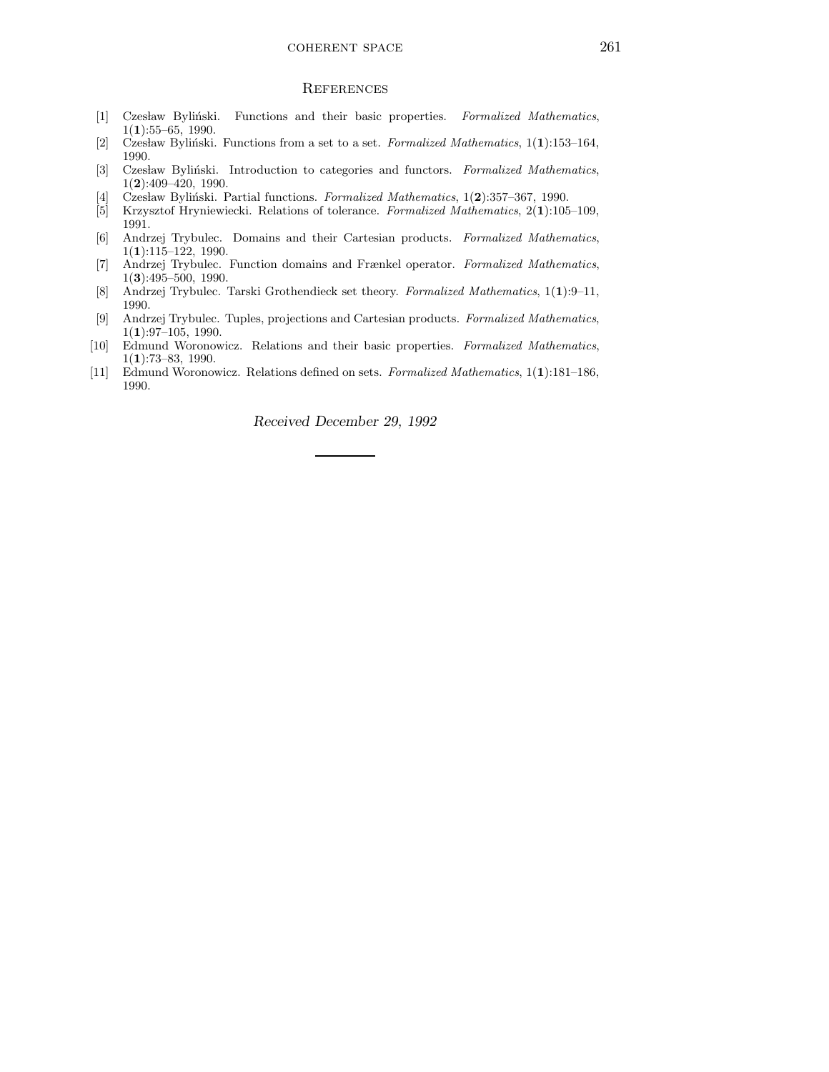## References

[1] Czesław Byliński. Functions and their basic properties. *Formalized Mathematics*, 1(**1**):55–65, 1990.

[2] Czesław Byliński. Functions from a set to a set. *Formalized Mathematics*, 1(**1**):153–164, 1990.

[3] Czesław Byliński. Introduction to categories and functors. *Formalized Mathematics*, 1(**2**):409–420, 1990.

[4] Czesław Byliński. Partial functions. *Formalized Mathematics*, 1(**2**):357–367, 1990.

[5] Krzysztof Hryniewiecki. Relations of tolerance. *Formalized Mathematics*, 2(**1**):105–109, 1991.

[6] Andrzej Trybulec. Domains and their Cartesian products. *Formalized Mathematics*, 1(**1**):115–122, 1990.

[7] Andrzej Trybulec. Function domains and Frænkel operator. *Formalized Mathematics*, 1(**3**):495–500, 1990.

[8] Andrzej Trybulec. Tarski Grothendieck set theory. *Formalized Mathematics*, 1(**1**):9–11, 1990.

[9] Andrzej Trybulec. Tuples, projections and Cartesian products. *Formalized Mathematics*, 1(**1**):97–105, 1990.

[10] Edmund Woronowicz. Relations and their basic properties. *Formalized Mathematics*, 1(**1**):73–83, 1990.

[11] Edmund Woronowicz. Relations defined on sets. *Formalized Mathematics*, 1(**1**):181–186, 1990.

*Received December 29, 1992*